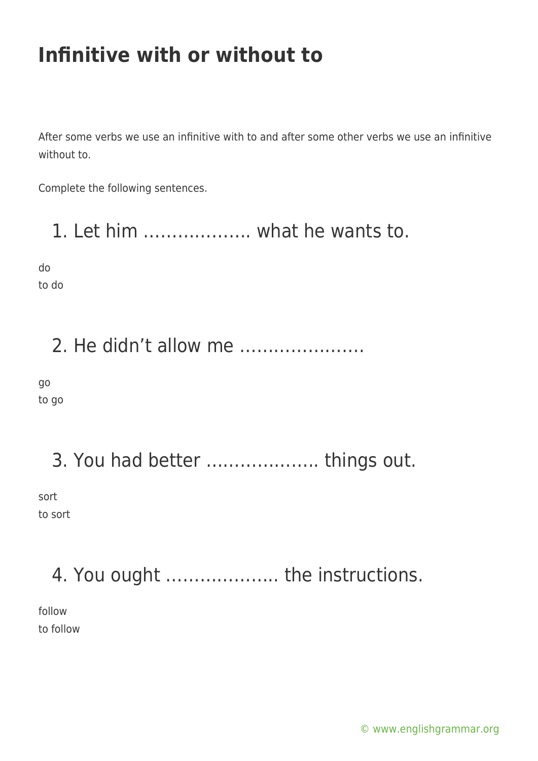# Infinitive with or without to

After some verbs we use an infinitive with to and after some other verbs we use an infinitive without to.

Complete the following sentences.

## 1. Let him ………………. what he wants to.

do
to do

## 2. He didn't allow me ………………….

go
to go

## 3. You had better ……………….. things out.

sort
to sort

## 4. You ought ……………….. the instructions.

follow
to follow

© www.englishgrammar.org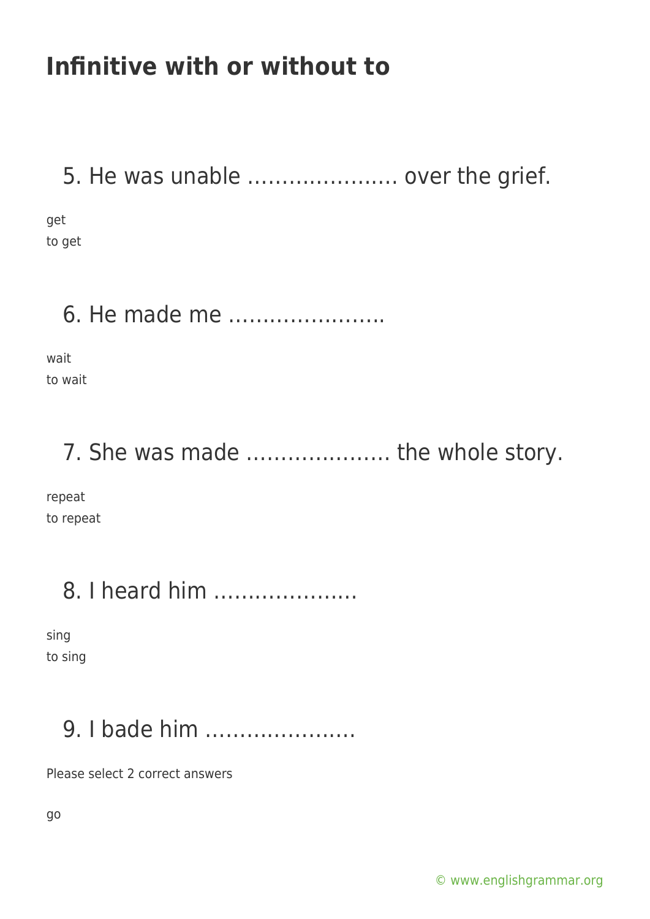# Infinitive with or without to

## 5. He was unable …………………. over the grief.

get
to get

## 6. He made me …………………..

wait
to wait

## 7. She was made ………………… the whole story.

repeat
to repeat

## 8. I heard him …………………

sing
to sing

## 9. I bade him ………………….

Please select 2 correct answers

go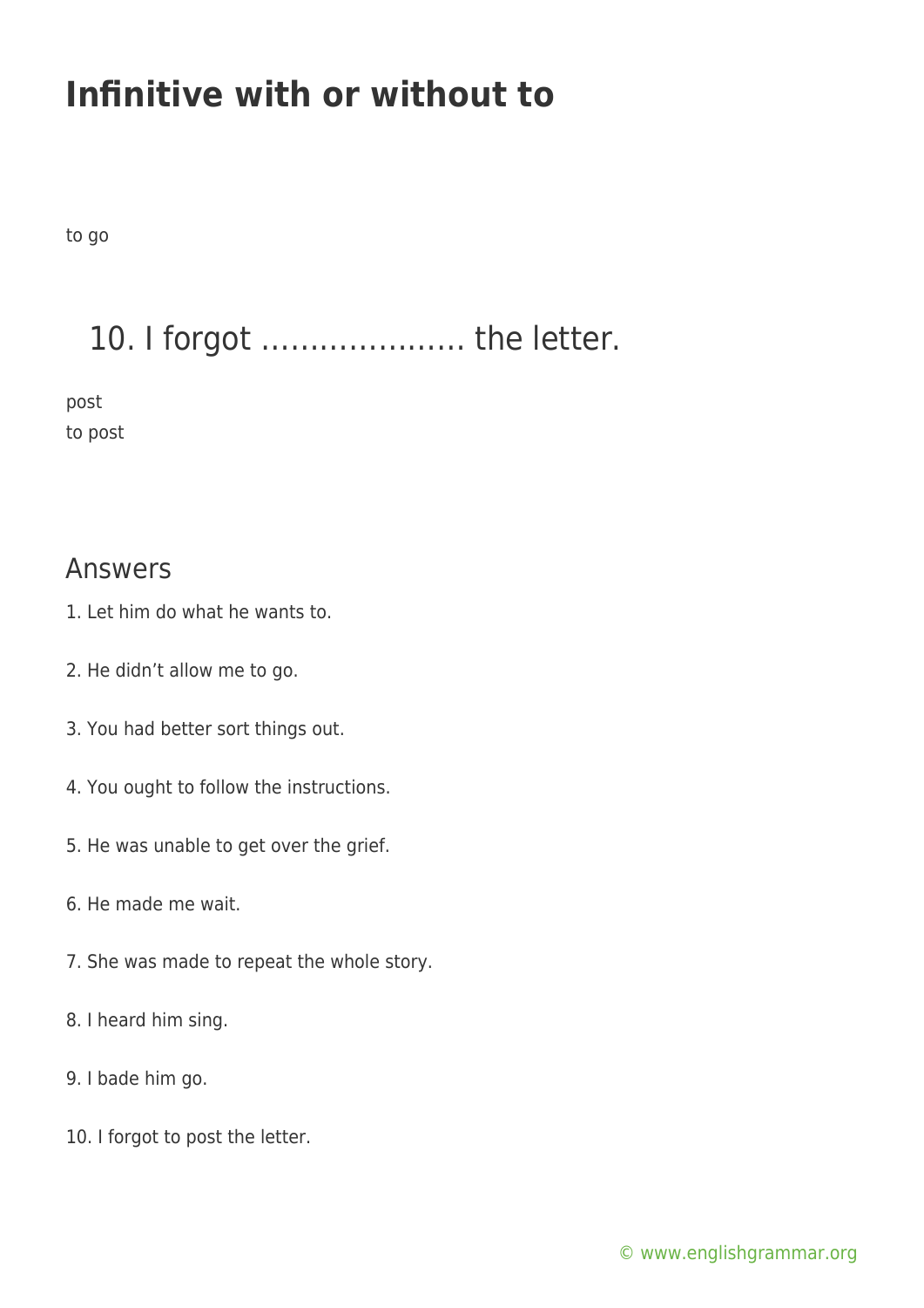# Infinitive with or without to

to go

10. I forgot ………………… the letter.

post
to post

## Answers

1. Let him do what he wants to.

2. He didn't allow me to go.

3. You had better sort things out.

4. You ought to follow the instructions.

5. He was unable to get over the grief.

6. He made me wait.

7. She was made to repeat the whole story.

8. I heard him sing.

9. I bade him go.

10. I forgot to post the letter.